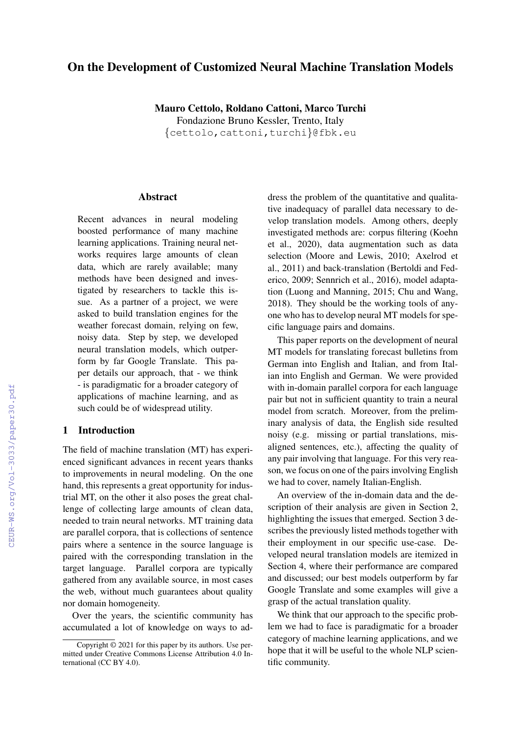# On the Development of Customized Neural Machine Translation Models

**Mauro Cettolo, Roldano Cattoni, Marco Turchi**
Fondazione Bruno Kessler, Trento, Italy
{cettolo,cattoni,turchi}@fbk.eu

## Abstract

Recent advances in neural modeling boosted performance of many machine learning applications. Training neural networks requires large amounts of clean data, which are rarely available; many methods have been designed and investigated by researchers to tackle this issue. As a partner of a project, we were asked to build translation engines for the weather forecast domain, relying on few, noisy data. Step by step, we developed neural translation models, which outperform by far Google Translate. This paper details our approach, that - we think - is paradigmatic for a broader category of applications of machine learning, and as such could be of widespread utility.

## 1 Introduction

The field of machine translation (MT) has experienced significant advances in recent years thanks to improvements in neural modeling. On the one hand, this represents a great opportunity for industrial MT, on the other it also poses the great challenge of collecting large amounts of clean data, needed to train neural networks. MT training data are parallel corpora, that is collections of sentence pairs where a sentence in the source language is paired with the corresponding translation in the target language. Parallel corpora are typically gathered from any available source, in most cases the web, without much guarantees about quality nor domain homogeneity.

Over the years, the scientific community has accumulated a lot of knowledge on ways to address the problem of the quantitative and qualitative inadequacy of parallel data necessary to develop translation models. Among others, deeply investigated methods are: corpus filtering (Koehn et al., 2020), data augmentation such as data selection (Moore and Lewis, 2010; Axelrod et al., 2011) and back-translation (Bertoldi and Federico, 2009; Sennrich et al., 2016), model adaptation (Luong and Manning, 2015; Chu and Wang, 2018). They should be the working tools of anyone who has to develop neural MT models for specific language pairs and domains.

This paper reports on the development of neural MT models for translating forecast bulletins from German into English and Italian, and from Italian into English and German. We were provided with in-domain parallel corpora for each language pair but not in sufficient quantity to train a neural model from scratch. Moreover, from the preliminary analysis of data, the English side resulted noisy (e.g. missing or partial translations, misaligned sentences, etc.), affecting the quality of any pair involving that language. For this very reason, we focus on one of the pairs involving English we had to cover, namely Italian-English.

An overview of the in-domain data and the description of their analysis are given in Section 2, highlighting the issues that emerged. Section 3 describes the previously listed methods together with their employment in our specific use-case. Developed neural translation models are itemized in Section 4, where their performance are compared and discussed; our best models outperform by far Google Translate and some examples will give a grasp of the actual translation quality.

We think that our approach to the specific problem we had to face is paradigmatic for a broader category of machine learning applications, and we hope that it will be useful to the whole NLP scientific community.

Copyright © 2021 for this paper by its authors. Use permitted under Creative Commons License Attribution 4.0 International (CC BY 4.0).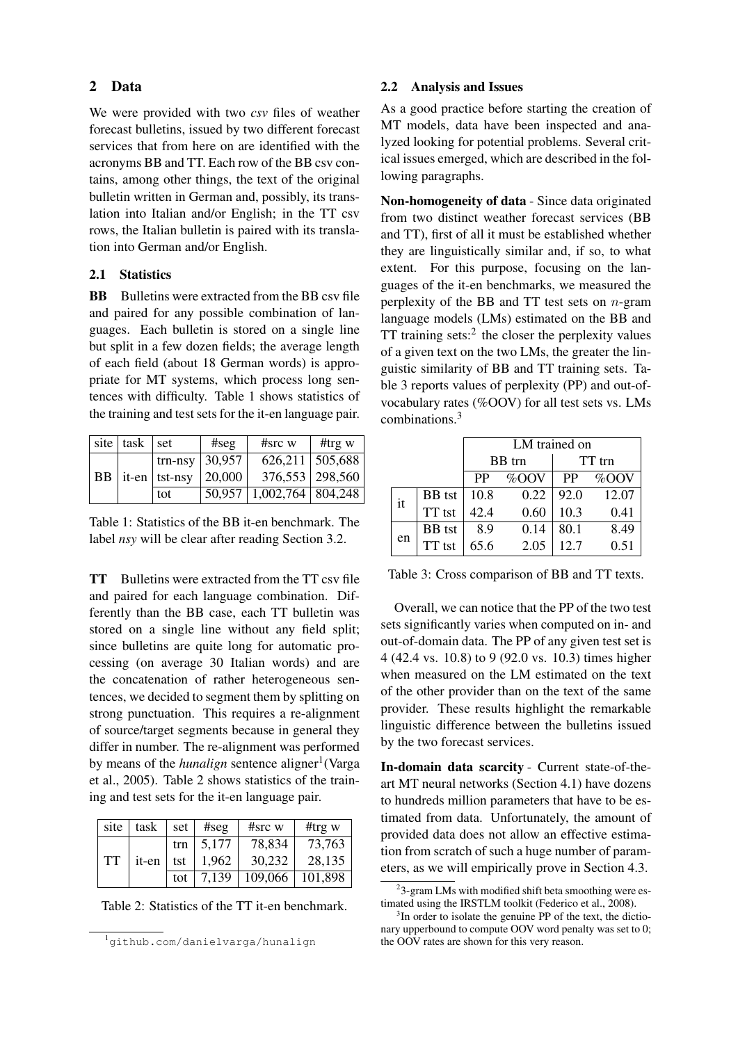## 2 Data

We were provided with two *csv* files of weather forecast bulletins, issued by two different forecast services that from here on are identified with the acronyms BB and TT. Each row of the BB csv contains, among other things, the text of the original bulletin written in German and, possibly, its translation into Italian and/or English; in the TT csv rows, the Italian bulletin is paired with its translation into German and/or English.

### 2.1 Statistics

**BB** Bulletins were extracted from the BB csv file and paired for any possible combination of languages. Each bulletin is stored on a single line but split in a few dozen fields; the average length of each field (about 18 German words) is appropriate for MT systems, which process long sentences with difficulty. Table 1 shows statistics of the training and test sets for the it-en language pair.

| site | task | set | #seg | #src w | #trg w |
|---|---|---|---|---|---|
| BB | it-en | trn-nsy | 30,957 | 626,211 | 505,688 |
| | | tst-nsy | 20,000 | 376,553 | 298,560 |
| | | tot | 50,957 | 1,002,764 | 804,248 |

Table 1: Statistics of the BB it-en benchmark. The label *nsy* will be clear after reading Section 3.2.

**TT** Bulletins were extracted from the TT csv file and paired for each language combination. Differently than the BB case, each TT bulletin was stored on a single line without any field split; since bulletins are quite long for automatic processing (on average 30 Italian words) and are the concatenation of rather heterogeneous sentences, we decided to segment them by splitting on strong punctuation. This requires a re-alignment of source/target segments because in general they differ in number. The re-alignment was performed by means of the *hunalign* sentence aligner[1] (Varga et al., 2005). Table 2 shows statistics of the training and test sets for the it-en language pair.

| site | task | set | #seg | #src w | #trg w |
|---|---|---|---|---|---|
| TT | it-en | trn | 5,177 | 78,834 | 73,763 |
| | | tst | 1,962 | 30,232 | 28,135 |
| | | tot | 7,139 | 109,066 | 101,898 |

Table 2: Statistics of the TT it-en benchmark.

[1] github.com/danielvarga/hunalign

### 2.2 Analysis and Issues

As a good practice before starting the creation of MT models, data have been inspected and analyzed looking for potential problems. Several critical issues emerged, which are described in the following paragraphs.

**Non-homogeneity of data** - Since data originated from two distinct weather forecast services (BB and TT), first of all it must be established whether they are linguistically similar and, if so, to what extent. For this purpose, focusing on the languages of the it-en benchmarks, we measured the perplexity of the BB and TT test sets on $n$-gram language models (LMs) estimated on the BB and TT training sets:[2] the closer the perplexity values of a given text on the two LMs, the greater the linguistic similarity of BB and TT training sets. Table 3 reports values of perplexity (PP) and out-of-vocabulary rates (%OOV) for all test sets vs. LMs combinations.[3]

| | | LM trained on | | | |
|---|---|---|---|---|---|
| | | BB trn | | TT trn | |
| | | PP | %OOV | PP | %OOV |
| it | BB tst | 10.8 | 0.22 | 92.0 | 12.07 |
| | TT tst | 42.4 | 0.60 | 10.3 | 0.41 |
| en | BB tst | 8.9 | 0.14 | 80.1 | 8.49 |
| | TT tst | 65.6 | 2.05 | 12.7 | 0.51 |

Table 3: Cross comparison of BB and TT texts.

Overall, we can notice that the PP of the two test sets significantly varies when computed on in- and out-of-domain data. The PP of any given test set is 4 (42.4 vs. 10.8) to 9 (92.0 vs. 10.3) times higher when measured on the LM estimated on the text of the other provider than on the text of the same provider. These results highlight the remarkable linguistic difference between the bulletins issued by the two forecast services.

**In-domain data scarcity** - Current state-of-the-art MT neural networks (Section 4.1) have dozens to hundreds million parameters that have to be estimated from data. Unfortunately, the amount of provided data does not allow an effective estimation from scratch of such a huge number of parameters, as we will empirically prove in Section 4.3.

[2] 3-gram LMs with modified shift beta smoothing were estimated using the IRSTLM toolkit (Federico et al., 2008).

[3] In order to isolate the genuine PP of the text, the dictionary upperbound to compute OOV word penalty was set to 0; the OOV rates are shown for this very reason.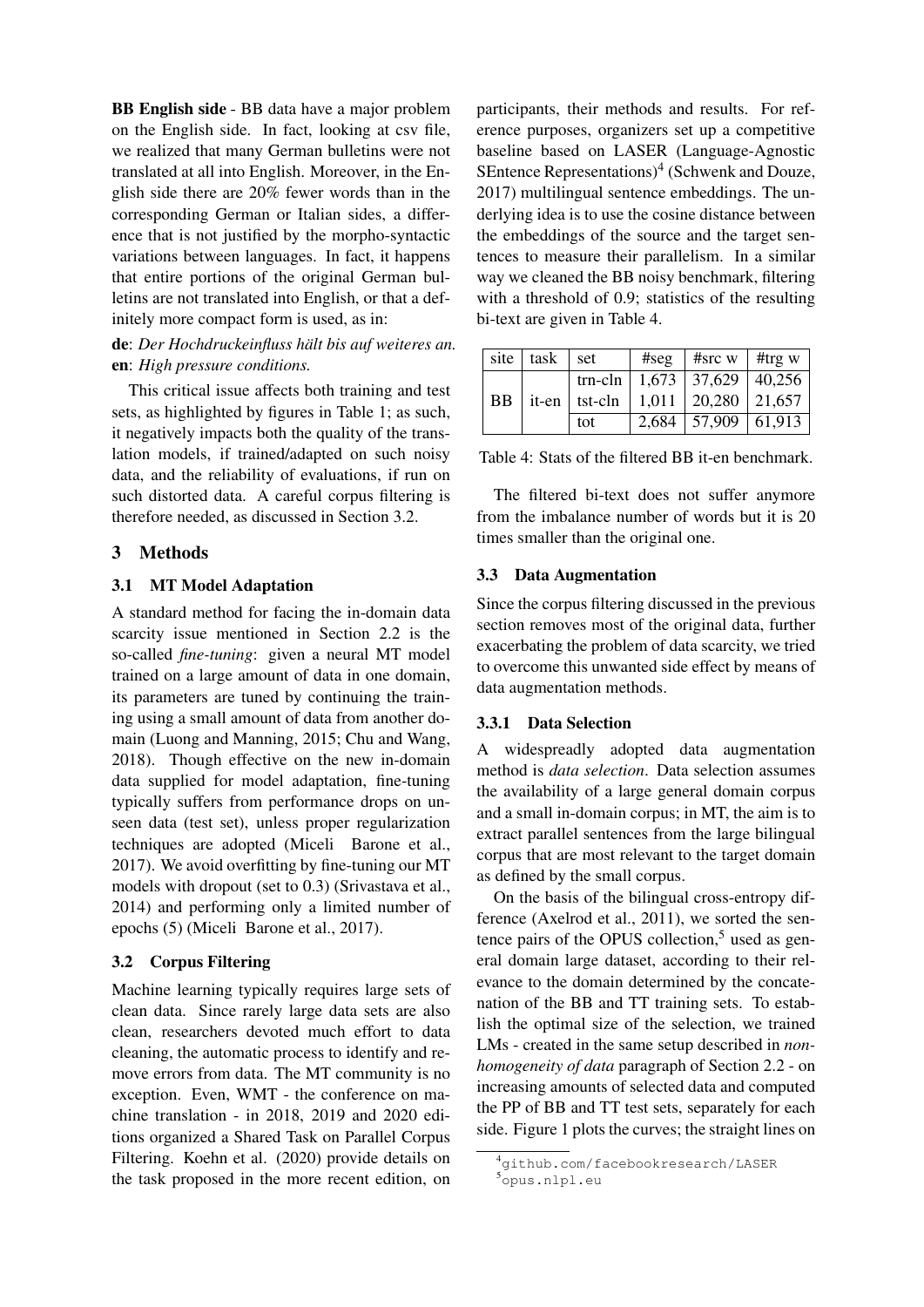**BB English side** - BB data have a major problem on the English side. In fact, looking at csv file, we realized that many German bulletins were not translated at all into English. Moreover, in the English side there are 20% fewer words than in the corresponding German or Italian sides, a difference that is not justified by the morpho-syntactic variations between languages. In fact, it happens that entire portions of the original German bulletins are not translated into English, or that a definitely more compact form is used, as in:

**de**: *Der Hochdruckeinfluss hält bis auf weiteres an.*
**en**: *High pressure conditions.*

This critical issue affects both training and test sets, as highlighted by figures in Table 1; as such, it negatively impacts both the quality of the translation models, if trained/adapted on such noisy data, and the reliability of evaluations, if run on such distorted data. A careful corpus filtering is therefore needed, as discussed in Section 3.2.

## 3 Methods

### 3.1 MT Model Adaptation

A standard method for facing the in-domain data scarcity issue mentioned in Section 2.2 is the so-called *fine-tuning*: given a neural MT model trained on a large amount of data in one domain, its parameters are tuned by continuing the training using a small amount of data from another domain (Luong and Manning, 2015; Chu and Wang, 2018). Though effective on the new in-domain data supplied for model adaptation, fine-tuning typically suffers from performance drops on unseen data (test set), unless proper regularization techniques are adopted (Miceli Barone et al., 2017). We avoid overfitting by fine-tuning our MT models with dropout (set to 0.3) (Srivastava et al., 2014) and performing only a limited number of epochs (5) (Miceli Barone et al., 2017).

### 3.2 Corpus Filtering

Machine learning typically requires large sets of clean data. Since rarely large data sets are also clean, researchers devoted much effort to data cleaning, the automatic process to identify and remove errors from data. The MT community is no exception. Even, WMT - the conference on machine translation - in 2018, 2019 and 2020 editions organized a Shared Task on Parallel Corpus Filtering. Koehn et al. (2020) provide details on the task proposed in the more recent edition, on participants, their methods and results. For reference purposes, organizers set up a competitive baseline based on LASER (Language-Agnostic SEntence Representations)[4] (Schwenk and Douze, 2017) multilingual sentence embeddings. The underlying idea is to use the cosine distance between the embeddings of the source and the target sentences to measure their parallelism. In a similar way we cleaned the BB noisy benchmark, filtering with a threshold of 0.9; statistics of the resulting bi-text are given in Table 4.

| site | task | set | #seg | #src w | #trg w |
|---|---|---|---|---|---|
| BB | it-en | trn-cln | 1,673 | 37,629 | 40,256 |
| | | tst-cln | 1,011 | 20,280 | 21,657 |
| | | tot | 2,684 | 57,909 | 61,913 |

Table 4: Stats of the filtered BB it-en benchmark.

The filtered bi-text does not suffer anymore from the imbalance number of words but it is 20 times smaller than the original one.

### 3.3 Data Augmentation

Since the corpus filtering discussed in the previous section removes most of the original data, further exacerbating the problem of data scarcity, we tried to overcome this unwanted side effect by means of data augmentation methods.

#### 3.3.1 Data Selection

A widespreadly adopted data augmentation method is *data selection*. Data selection assumes the availability of a large general domain corpus and a small in-domain corpus; in MT, the aim is to extract parallel sentences from the large bilingual corpus that are most relevant to the target domain as defined by the small corpus.

On the basis of the bilingual cross-entropy difference (Axelrod et al., 2011), we sorted the sentence pairs of the OPUS collection,[5] used as general domain large dataset, according to their relevance to the domain determined by the concatenation of the BB and TT training sets. To establish the optimal size of the selection, we trained LMs - created in the same setup described in *non-homogeneity of data* paragraph of Section 2.2 - on increasing amounts of selected data and computed the PP of BB and TT test sets, separately for each side. Figure 1 plots the curves; the straight lines on

[4] github.com/facebookresearch/LASER
[5] opus.nlpl.eu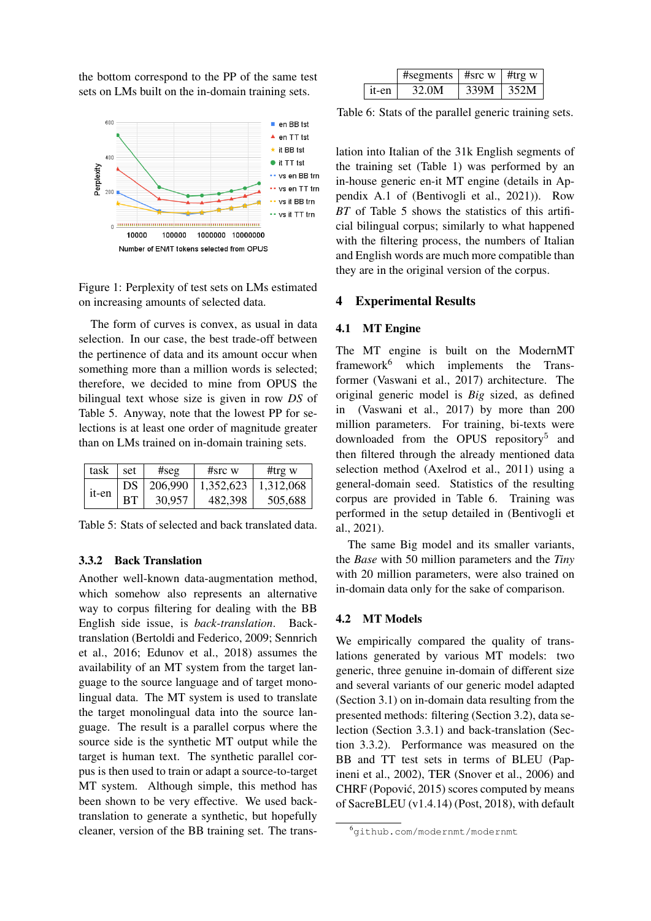the bottom correspond to the PP of the same test sets on LMs built on the in-domain training sets.

Figure 1: Perplexity of test sets on LMs estimated on increasing amounts of selected data.

The form of curves is convex, as usual in data selection. In our case, the best trade-off between the pertinence of data and its amount occur when something more than a million words is selected; therefore, we decided to mine from OPUS the bilingual text whose size is given in row *DS* of Table 5. Anyway, note that the lowest PP for selections is at least one order of magnitude greater than on LMs trained on in-domain training sets.

| task | set | #seg | #src w | #trg w |
|---|---|---|---|---|
| it-en | DS | 206,990 | 1,352,623 | 1,312,068 |
| | BT | 30,957 | 482,398 | 505,688 |

Table 5: Stats of selected and back translated data.

### 3.3.2 Back Translation

Another well-known data-augmentation method, which somehow also represents an alternative way to corpus filtering for dealing with the BB English side issue, is *back-translation*. Back-translation (Bertoldi and Federico, 2009; Sennrich et al., 2016; Edunov et al., 2018) assumes the availability of an MT system from the target language to the source language and of target monolingual data. The MT system is used to translate the target monolingual data into the source language. The result is a parallel corpus where the source side is the synthetic MT output while the target is human text. The synthetic parallel corpus is then used to train or adapt a source-to-target MT system. Although simple, this method has been shown to be very effective. We used back-translation to generate a synthetic, but hopefully cleaner, version of the BB training set. The translation into Italian of the 31k English segments of the training set (Table 1) was performed by an in-house generic en-it MT engine (details in Appendix A.1 of (Bentivogli et al., 2021)). Row *BT* of Table 5 shows the statistics of this artificial bilingual corpus; similarly to what happened with the filtering process, the numbers of Italian and English words are much more compatible than they are in the original version of the corpus.

| | #segments | #src w | #trg w |
|---|---|---|---|
| it-en | 32.0M | 339M | 352M |

Table 6: Stats of the parallel generic training sets.

## 4 Experimental Results

### 4.1 MT Engine

The MT engine is built on the ModernMT framework[6] which implements the Transformer (Vaswani et al., 2017) architecture. The original generic model is *Big* sized, as defined in (Vaswani et al., 2017) by more than 200 million parameters. For training, bi-texts were downloaded from the OPUS repository[5] and then filtered through the already mentioned data selection method (Axelrod et al., 2011) using a general-domain seed. Statistics of the resulting corpus are provided in Table 6. Training was performed in the setup detailed in (Bentivogli et al., 2021).

The same Big model and its smaller variants, the *Base* with 50 million parameters and the *Tiny* with 20 million parameters, were also trained on in-domain data only for the sake of comparison.

### 4.2 MT Models

We empirically compared the quality of translations generated by various MT models: two generic, three genuine in-domain of different size and several variants of our generic model adapted (Section 3.1) on in-domain data resulting from the presented methods: filtering (Section 3.2), data selection (Section 3.3.1) and back-translation (Section 3.3.2). Performance was measured on the BB and TT test sets in terms of BLEU (Papineni et al., 2002), TER (Snover et al., 2006) and CHRF (Popović, 2015) scores computed by means of SacreBLEU (v1.4.14) (Post, 2018), with default

[6] github.com/modernmt/modernmt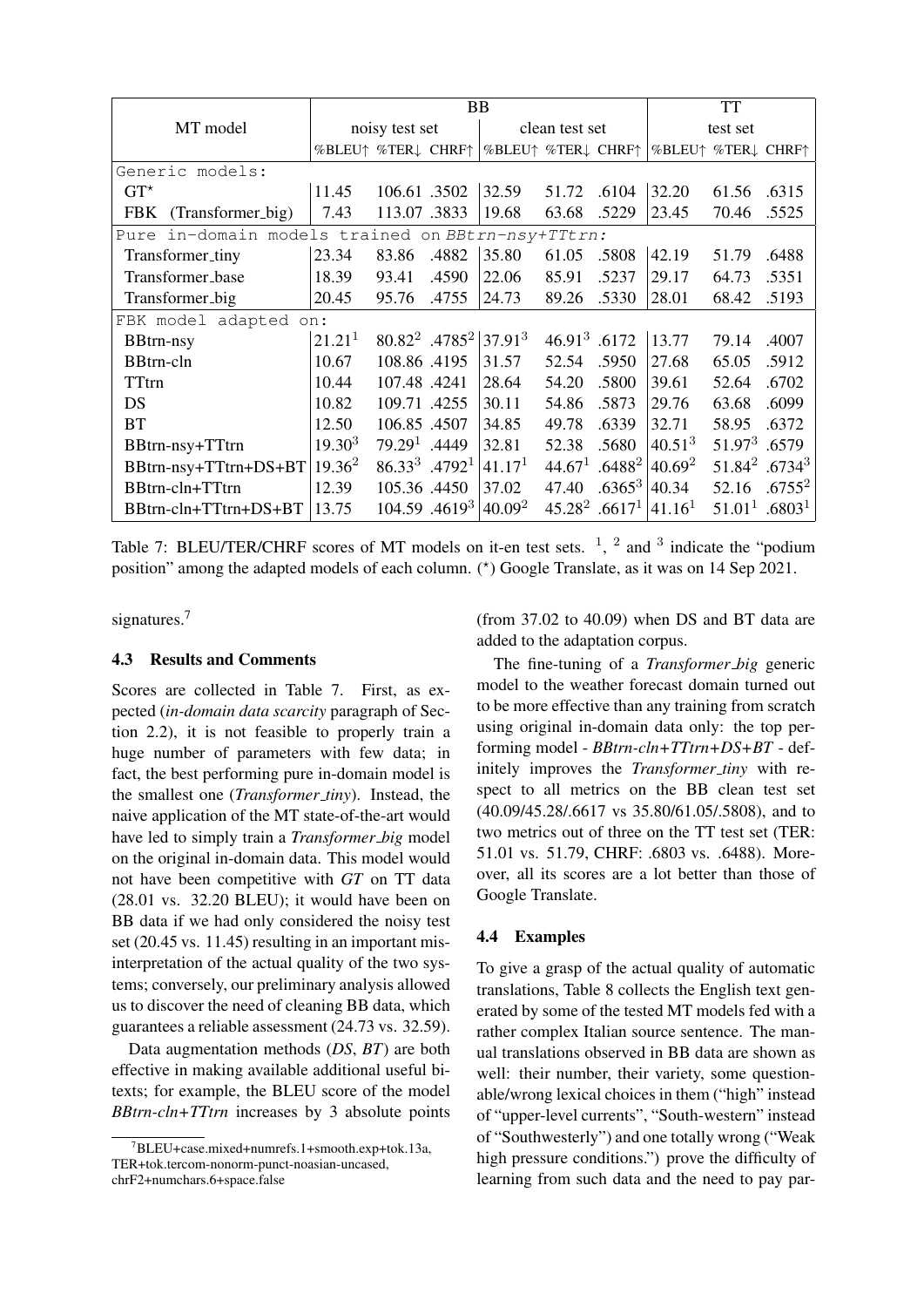| MT model | BB | | | | | | TT | | |
|---|---|---|---|---|---|---|---|---|---|
| | noisy test set | | | clean test set | | | test set | | |
| | %BLEU↑ | %TER↓ | CHRF↑ | %BLEU↑ | %TER↓ | CHRF↑ | %BLEU↑ | %TER↓ | CHRF↑ |
| Generic models: | | | | | | | | | |
| GT* | 11.45 | 106.61 | .3502 | 32.59 | 51.72 | .6104 | 32.20 | 61.56 | .6315 |
| FBK (Transformer_big) | 7.43 | 113.07 | .3833 | 19.68 | 63.68 | .5229 | 23.45 | 70.46 | .5525 |
| Pure in-domain models trained on *BBtrn-nsy+TTtrn*: | | | | | | | | | |
| Transformer_tiny | 23.34 | 83.86 | .4882 | 35.80 | 61.05 | .5808 | 42.19 | 51.79 | .6488 |
| Transformer_base | 18.39 | 93.41 | .4590 | 22.06 | 85.91 | .5237 | 29.17 | 64.73 | .5351 |
| Transformer_big | 20.45 | 95.76 | .4755 | 24.73 | 89.26 | .5330 | 28.01 | 68.42 | .5193 |
| FBK model adapted on: | | | | | | | | | |
| BBtrn-nsy | 21.21[1] | 80.82[2] | .4785[2] | 37.91[3] | 46.91[3] | .6172 | 13.77 | 79.14 | .4007 |
| BBtrn-cln | 10.67 | 108.86 | .4195 | 31.57 | 52.54 | .5950 | 27.68 | 65.05 | .5912 |
| TTtrn | 10.44 | 107.48 | .4241 | 28.64 | 54.20 | .5800 | 39.61 | 52.64 | .6702 |
| DS | 10.82 | 109.71 | .4255 | 30.11 | 54.86 | .5873 | 29.76 | 63.68 | .6099 |
| BT | 12.50 | 106.85 | .4507 | 34.85 | 49.78 | .6339 | 32.71 | 58.95 | .6372 |
| BBtrn-nsy+TTtrn | 19.30[3] | 79.29[1] | .4449 | 32.81 | 52.38 | .5680 | 40.51[3] | 51.97[3] | .6579 |
| BBtrn-nsy+TTtrn+DS+BT | 19.36[2] | 86.33[3] | .4792[1] | 41.17[1] | 44.67[1] | .6488[2] | 40.69[2] | 51.84[2] | .6734[3] |
| BBtrn-cln+TTtrn | 12.39 | 105.36 | .4450 | 37.02 | 47.40 | .6365[3] | 40.34 | 52.16 | .6755[2] |
| BBtrn-cln+TTtrn+DS+BT | 13.75 | 104.59 | .4619[3] | 40.09[2] | 45.28[2] | .6617[1] | 41.16[1] | 51.01[1] | .6803[1] |

Table 7: BLEU/TER/CHRF scores of MT models on it-en test sets. [1], [2] and [3] indicate the "podium position" among the adapted models of each column. (*) Google Translate, as it was on 14 Sep 2021.

signatures.[7]

### 4.3 Results and Comments

Scores are collected in Table 7. First, as expected (*in-domain data scarcity* paragraph of Section 2.2), it is not feasible to properly train a huge number of parameters with few data; in fact, the best performing pure in-domain model is the smallest one (*Transformer_tiny*). Instead, the naive application of the MT state-of-the-art would have led to simply train a *Transformer_big* model on the original in-domain data. This model would not have been competitive with *GT* on TT data (28.01 vs. 32.20 BLEU); it would have been on BB data if we had only considered the noisy test set (20.45 vs. 11.45) resulting in an important misinterpretation of the actual quality of the two systems; conversely, our preliminary analysis allowed us to discover the need of cleaning BB data, which guarantees a reliable assessment (24.73 vs. 32.59).

Data augmentation methods (*DS*, *BT*) are both effective in making available additional useful bitexts; for example, the BLEU score of the model *BBtrn-cln+TTtrn* increases by 3 absolute points (from 37.02 to 40.09) when DS and BT data are added to the adaptation corpus.

The fine-tuning of a *Transformer_big* generic model to the weather forecast domain turned out to be more effective than any training from scratch using original in-domain data only: the top performing model - *BBtrn-cln+TTtrn+DS+BT* - definitely improves the *Transformer_tiny* with respect to all metrics on the BB clean test set (40.09/45.28/.6617 vs 35.80/61.05/.5808), and to two metrics out of three on the TT test set (TER: 51.01 vs. 51.79, CHRF: .6803 vs. .6488). Moreover, all its scores are a lot better than those of Google Translate.

### 4.4 Examples

To give a grasp of the actual quality of automatic translations, Table 8 collects the English text generated by some of the tested MT models fed with a rather complex Italian source sentence. The manual translations observed in BB data are shown as well: their number, their variety, some questionable/wrong lexical choices in them ("high" instead of "upper-level currents", "South-western" instead of "Southwesterly") and one totally wrong ("Weak high pressure conditions.") prove the difficulty of learning from such data and the need to pay par-

[7] BLEU+case.mixed+numrefs.1+smooth.exp+tok.13a, TER+tok.tercom-nonorm-punct-noasian-uncased, chrF2+numchars.6+space.false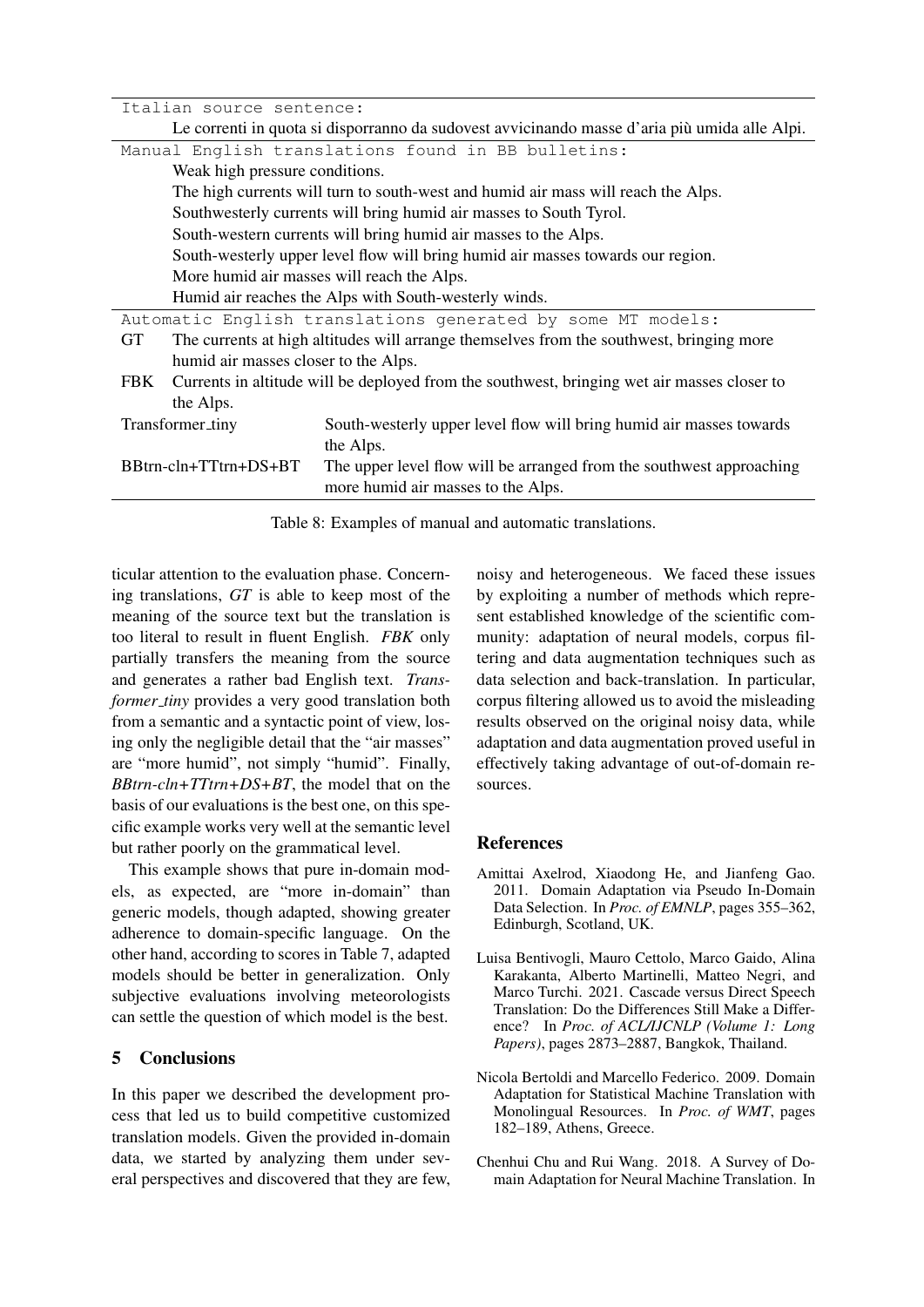| Italian source sentence: | |
|---|---|
| | Le correnti in quota si disporranno da sudovest avvicinando masse d'aria più umida alle Alpi. |
| Manual English translations found in BB bulletins: | |
| | Weak high pressure conditions. |
| | The high currents will turn to south-west and humid air mass will reach the Alps. |
| | Southwesterly currents will bring humid air masses to South Tyrol. |
| | South-western currents will bring humid air masses to the Alps. |
| | South-westerly upper level flow will bring humid air masses towards our region. |
| | More humid air masses will reach the Alps. |
| | Humid air reaches the Alps with South-westerly winds. |
| Automatic English translations generated by some MT models: | |
| GT | The currents at high altitudes will arrange themselves from the southwest, bringing more humid air masses closer to the Alps. |
| FBK | Currents in altitude will be deployed from the southwest, bringing wet air masses closer to the Alps. |
| Transformer_tiny | South-westerly upper level flow will bring humid air masses towards the Alps. |
| BBtrn-cln+TTtrn+DS+BT | The upper level flow will be arranged from the southwest approaching more humid air masses to the Alps. |

Table 8: Examples of manual and automatic translations.

ticular attention to the evaluation phase. Concerning translations, *GT* is able to keep most of the meaning of the source text but the translation is too literal to result in fluent English. *FBK* only partially transfers the meaning from the source and generates a rather bad English text. *Transformer_tiny* provides a very good translation both from a semantic and a syntactic point of view, losing only the negligible detail that the "air masses" are "more humid", not simply "humid". Finally, *BBtrn-cln+TTtrn+DS+BT*, the model that on the basis of our evaluations is the best one, on this specific example works very well at the semantic level but rather poorly on the grammatical level.

This example shows that pure in-domain models, as expected, are "more in-domain" than generic models, though adapted, showing greater adherence to domain-specific language. On the other hand, according to scores in Table 7, adapted models should be better in generalization. Only subjective evaluations involving meteorologists can settle the question of which model is the best.

## 5 Conclusions

In this paper we described the development process that led us to build competitive customized translation models. Given the provided in-domain data, we started by analyzing them under several perspectives and discovered that they are few, noisy and heterogeneous. We faced these issues by exploiting a number of methods which represent established knowledge of the scientific community: adaptation of neural models, corpus filtering and data augmentation techniques such as data selection and back-translation. In particular, corpus filtering allowed us to avoid the misleading results observed on the original noisy data, while adaptation and data augmentation proved useful in effectively taking advantage of out-of-domain resources.

## References

Amittai Axelrod, Xiaodong He, and Jianfeng Gao. 2011. Domain Adaptation via Pseudo In-Domain Data Selection. In *Proc. of EMNLP*, pages 355–362, Edinburgh, Scotland, UK.

Luisa Bentivogli, Mauro Cettolo, Marco Gaido, Alina Karakanta, Alberto Martinelli, Matteo Negri, and Marco Turchi. 2021. Cascade versus Direct Speech Translation: Do the Differences Still Make a Difference? In *Proc. of ACL/IJCNLP (Volume 1: Long Papers)*, pages 2873–2887, Bangkok, Thailand.

Nicola Bertoldi and Marcello Federico. 2009. Domain Adaptation for Statistical Machine Translation with Monolingual Resources. In *Proc. of WMT*, pages 182–189, Athens, Greece.

Chenhui Chu and Rui Wang. 2018. A Survey of Domain Adaptation for Neural Machine Translation. In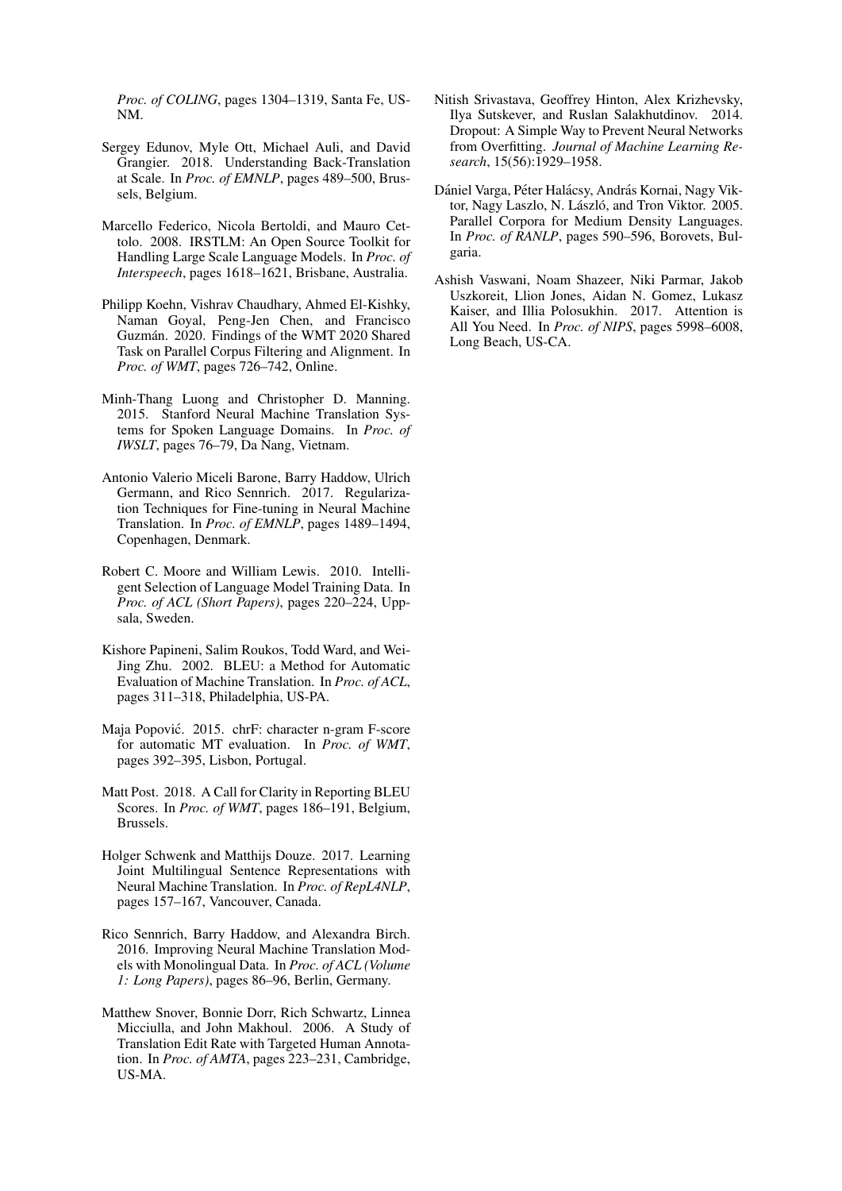*Proc. of COLING*, pages 1304–1319, Santa Fe, US-NM.

Sergey Edunov, Myle Ott, Michael Auli, and David Grangier. 2018. Understanding Back-Translation at Scale. In *Proc. of EMNLP*, pages 489–500, Brussels, Belgium.

Marcello Federico, Nicola Bertoldi, and Mauro Cettolo. 2008. IRSTLM: An Open Source Toolkit for Handling Large Scale Language Models. In *Proc. of Interspeech*, pages 1618–1621, Brisbane, Australia.

Philipp Koehn, Vishrav Chaudhary, Ahmed El-Kishky, Naman Goyal, Peng-Jen Chen, and Francisco Guzmán. 2020. Findings of the WMT 2020 Shared Task on Parallel Corpus Filtering and Alignment. In *Proc. of WMT*, pages 726–742, Online.

Minh-Thang Luong and Christopher D. Manning. 2015. Stanford Neural Machine Translation Systems for Spoken Language Domains. In *Proc. of IWSLT*, pages 76–79, Da Nang, Vietnam.

Antonio Valerio Miceli Barone, Barry Haddow, Ulrich Germann, and Rico Sennrich. 2017. Regularization Techniques for Fine-tuning in Neural Machine Translation. In *Proc. of EMNLP*, pages 1489–1494, Copenhagen, Denmark.

Robert C. Moore and William Lewis. 2010. Intelligent Selection of Language Model Training Data. In *Proc. of ACL (Short Papers)*, pages 220–224, Uppsala, Sweden.

Kishore Papineni, Salim Roukos, Todd Ward, and Wei-Jing Zhu. 2002. BLEU: a Method for Automatic Evaluation of Machine Translation. In *Proc. of ACL*, pages 311–318, Philadelphia, US-PA.

Maja Popović. 2015. chrF: character n-gram F-score for automatic MT evaluation. In *Proc. of WMT*, pages 392–395, Lisbon, Portugal.

Matt Post. 2018. A Call for Clarity in Reporting BLEU Scores. In *Proc. of WMT*, pages 186–191, Belgium, Brussels.

Holger Schwenk and Matthijs Douze. 2017. Learning Joint Multilingual Sentence Representations with Neural Machine Translation. In *Proc. of RepL4NLP*, pages 157–167, Vancouver, Canada.

Rico Sennrich, Barry Haddow, and Alexandra Birch. 2016. Improving Neural Machine Translation Models with Monolingual Data. In *Proc. of ACL (Volume 1: Long Papers)*, pages 86–96, Berlin, Germany.

Matthew Snover, Bonnie Dorr, Rich Schwartz, Linnea Micciulla, and John Makhoul. 2006. A Study of Translation Edit Rate with Targeted Human Annotation. In *Proc. of AMTA*, pages 223–231, Cambridge, US-MA.

Nitish Srivastava, Geoffrey Hinton, Alex Krizhevsky, Ilya Sutskever, and Ruslan Salakhutdinov. 2014. Dropout: A Simple Way to Prevent Neural Networks from Overfitting. *Journal of Machine Learning Research*, 15(56):1929–1958.

Dániel Varga, Péter Halácsy, András Kornai, Nagy Viktor, Nagy Laszlo, N. László, and Tron Viktor. 2005. Parallel Corpora for Medium Density Languages. In *Proc. of RANLP*, pages 590–596, Borovets, Bulgaria.

Ashish Vaswani, Noam Shazeer, Niki Parmar, Jakob Uszkoreit, Llion Jones, Aidan N. Gomez, Lukasz Kaiser, and Illia Polosukhin. 2017. Attention is All You Need. In *Proc. of NIPS*, pages 5998–6008, Long Beach, US-CA.